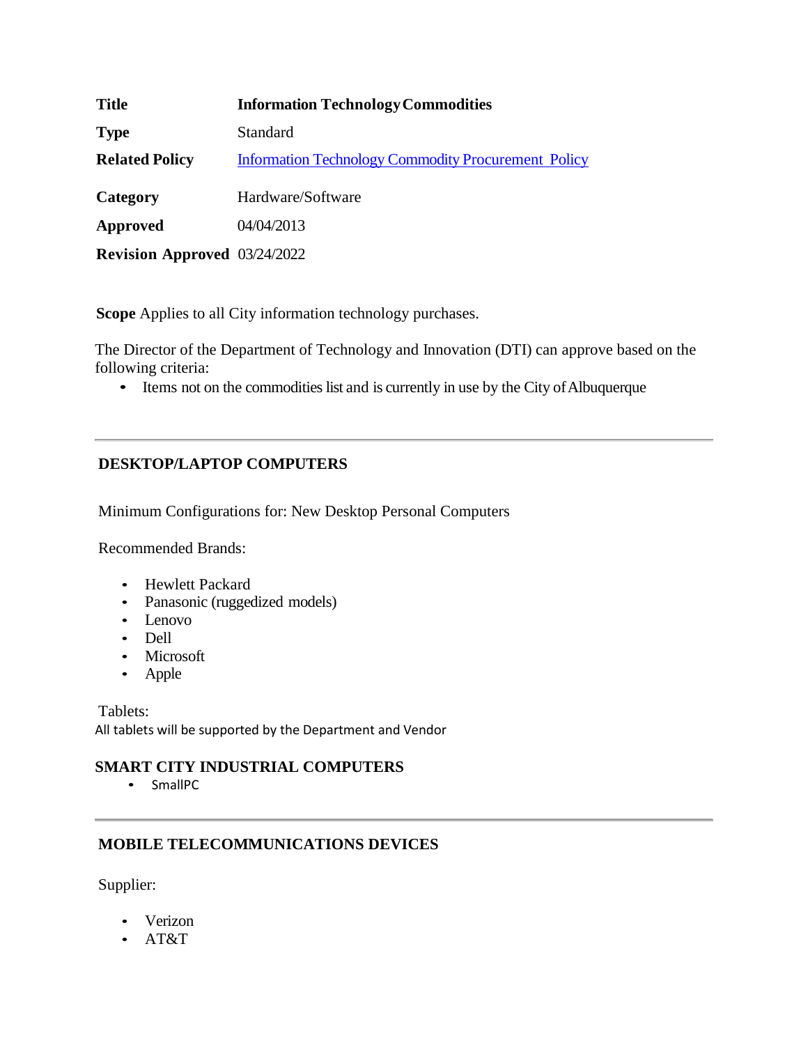| | |
|---|---|
| **Title** | **Information Technology Commodities** |
| **Type** | Standard |
| **Related Policy** | Information Technology Commodity Procurement Policy |
| **Category** | Hardware/Software |
| **Approved** | 04/04/2013 |
| **Revision Approved** | 03/24/2022 |

**Scope** Applies to all City information technology purchases.

The Director of the Department of Technology and Innovation (DTI) can approve based on the following criteria:

- Items not on the commodities list and is currently in use by the City of Albuquerque

---

## DESKTOP/LAPTOP COMPUTERS

Minimum Configurations for: New Desktop Personal Computers

Recommended Brands:

- Hewlett Packard
- Panasonic (ruggedized models)
- Lenovo
- Dell
- Microsoft
- Apple

Tablets:
All tablets will be supported by the Department and Vendor

## SMART CITY INDUSTRIAL COMPUTERS

- SmallPC

---

## MOBILE TELECOMMUNICATIONS DEVICES

Supplier:

- Verizon
- AT&T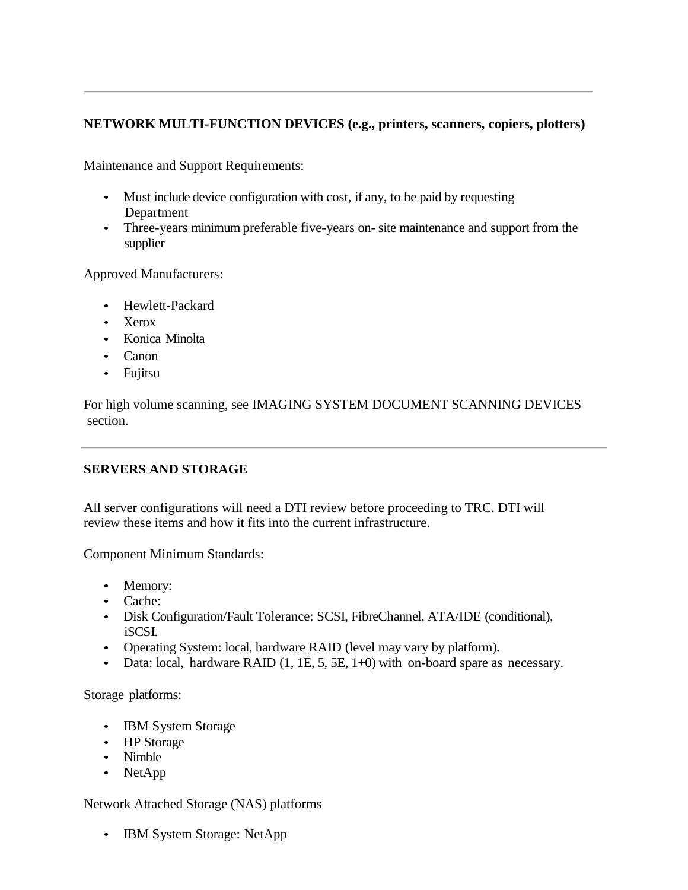---

**NETWORK MULTI-FUNCTION DEVICES (e.g., printers, scanners, copiers, plotters)**

Maintenance and Support Requirements:

- Must include device configuration with cost, if any, to be paid by requesting Department
- Three-years minimum preferable five-years on- site maintenance and support from the supplier

Approved Manufacturers:

- Hewlett-Packard
- Xerox
- Konica Minolta
- Canon
- Fujitsu

For high volume scanning, see IMAGING SYSTEM DOCUMENT SCANNING DEVICES section.

---

**SERVERS AND STORAGE**

All server configurations will need a DTI review before proceeding to TRC. DTI will review these items and how it fits into the current infrastructure.

Component Minimum Standards:

- Memory:
- Cache:
- Disk Configuration/Fault Tolerance: SCSI, FibreChannel, ATA/IDE (conditional), iSCSI.
- Operating System: local, hardware RAID (level may vary by platform).
- Data: local, hardware RAID (1, 1E, 5, 5E, 1+0) with on-board spare as necessary.

Storage platforms:

- IBM System Storage
- HP Storage
- Nimble
- NetApp

Network Attached Storage (NAS) platforms

- IBM System Storage: NetApp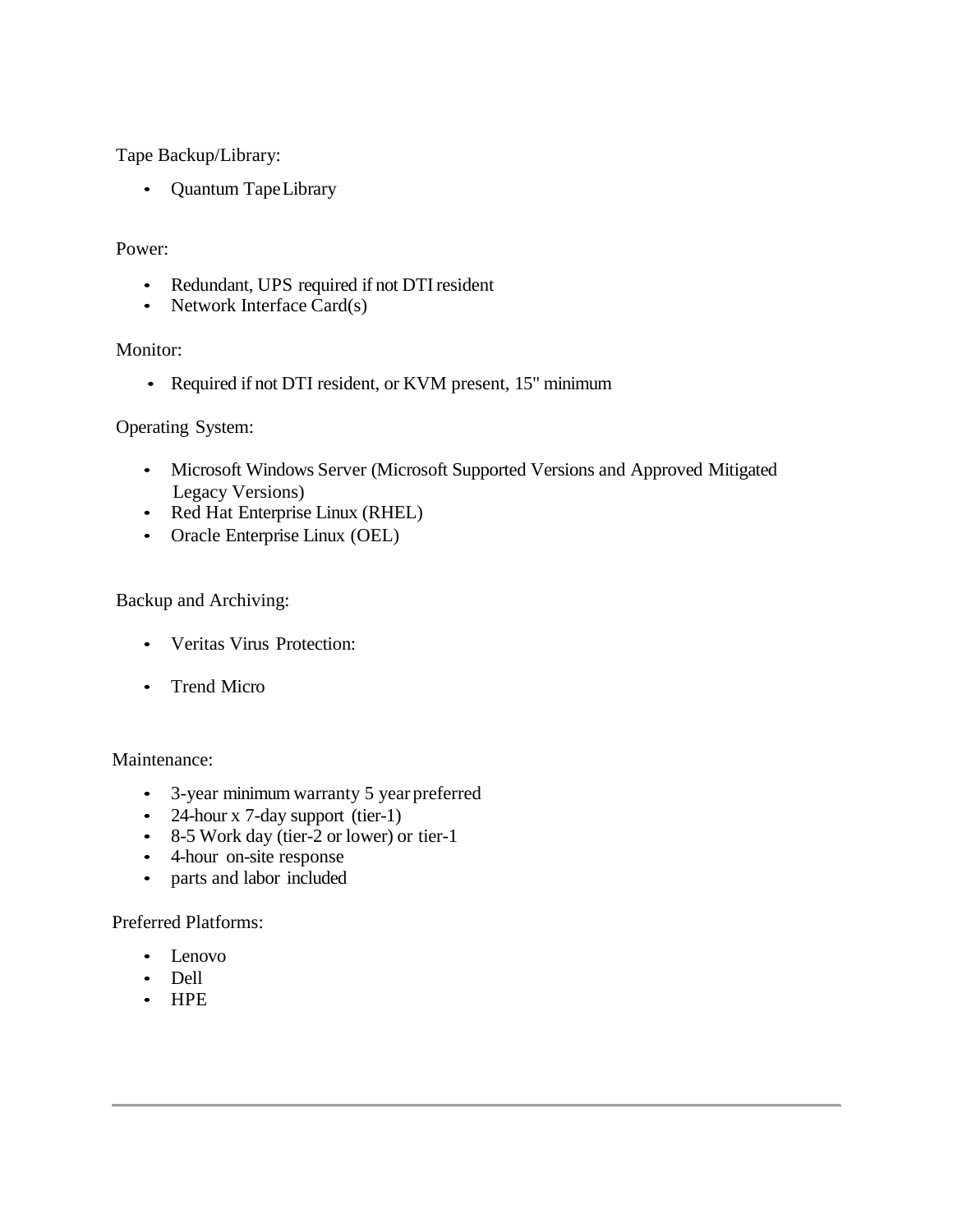Tape Backup/Library:

- Quantum Tape Library

Power:

- Redundant, UPS required if not DTI resident
- Network Interface Card(s)

Monitor:

- Required if not DTI resident, or KVM present, 15" minimum

Operating System:

- Microsoft Windows Server (Microsoft Supported Versions and Approved Mitigated Legacy Versions)
- Red Hat Enterprise Linux (RHEL)
- Oracle Enterprise Linux (OEL)

Backup and Archiving:

- Veritas Virus Protection:
- Trend Micro

Maintenance:

- 3-year minimum warranty 5 year preferred
- 24-hour x 7-day support (tier-1)
- 8-5 Work day (tier-2 or lower) or tier-1
- 4-hour on-site response
- parts and labor included

Preferred Platforms:

- Lenovo
- Dell
- HPE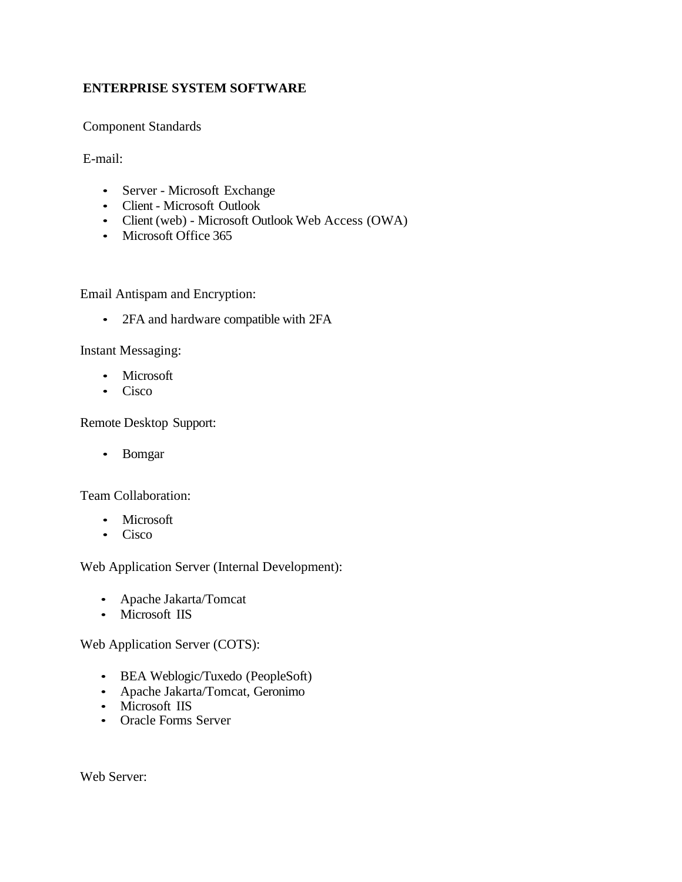**ENTERPRISE SYSTEM SOFTWARE**

Component Standards

E-mail:

- Server - Microsoft Exchange
- Client - Microsoft Outlook
- Client (web) - Microsoft Outlook Web Access (OWA)
- Microsoft Office 365

Email Antispam and Encryption:

- 2FA and hardware compatible with 2FA

Instant Messaging:

- Microsoft
- Cisco

Remote Desktop Support:

- Bomgar

Team Collaboration:

- Microsoft
- Cisco

Web Application Server (Internal Development):

- Apache Jakarta/Tomcat
- Microsoft IIS

Web Application Server (COTS):

- BEA Weblogic/Tuxedo (PeopleSoft)
- Apache Jakarta/Tomcat, Geronimo
- Microsoft IIS
- Oracle Forms Server

Web Server: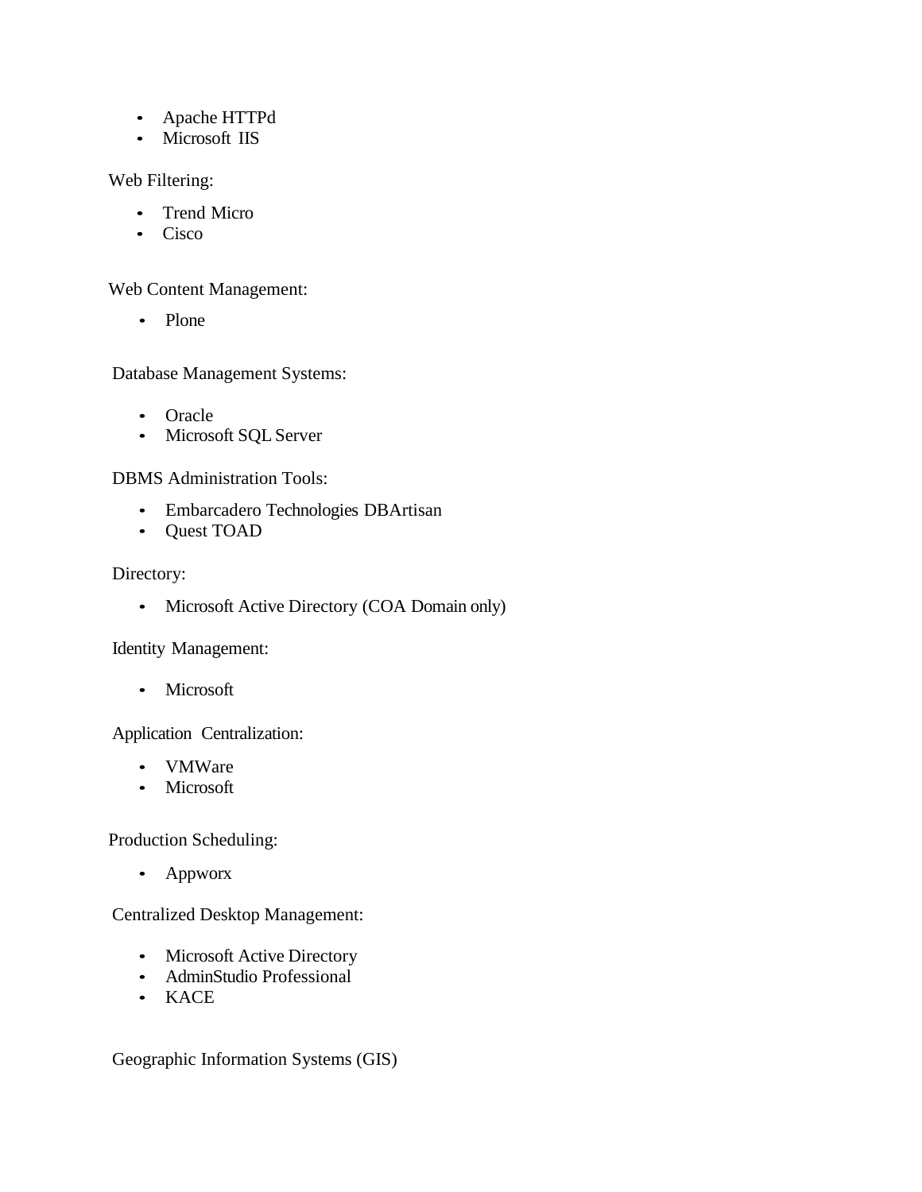- Apache HTTPd
- Microsoft IIS

Web Filtering:

- Trend Micro
- Cisco

Web Content Management:

- Plone

Database Management Systems:

- Oracle
- Microsoft SQL Server

DBMS Administration Tools:

- Embarcadero Technologies DBArtisan
- Quest TOAD

Directory:

- Microsoft Active Directory (COA Domain only)

Identity Management:

- Microsoft

Application Centralization:

- VMWare
- Microsoft

Production Scheduling:

- Appworx

Centralized Desktop Management:

- Microsoft Active Directory
- AdminStudio Professional
- KACE

Geographic Information Systems (GIS)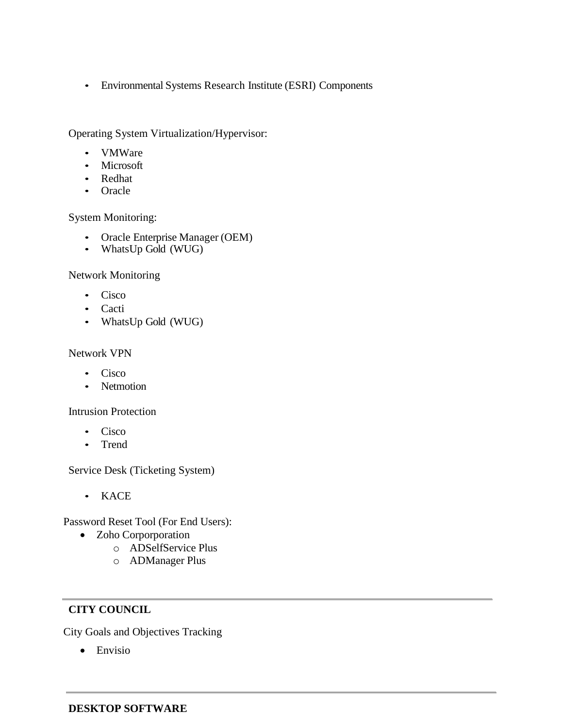- Environmental Systems Research Institute (ESRI) Components

Operating System Virtualization/Hypervisor:

- VMWare
- Microsoft
- Redhat
- Oracle

System Monitoring:

- Oracle Enterprise Manager (OEM)
- WhatsUp Gold (WUG)

Network Monitoring

- Cisco
- Cacti
- WhatsUp Gold (WUG)

Network VPN

- Cisco
- Netmotion

Intrusion Protection

- Cisco
- Trend

Service Desk (Ticketing System)

- KACE

Password Reset Tool (For End Users):

- Zoho Corporporation
  - ADSelfService Plus
  - ADManager Plus

---

**CITY COUNCIL**

City Goals and Objectives Tracking

- Envisio

---

**DESKTOP SOFTWARE**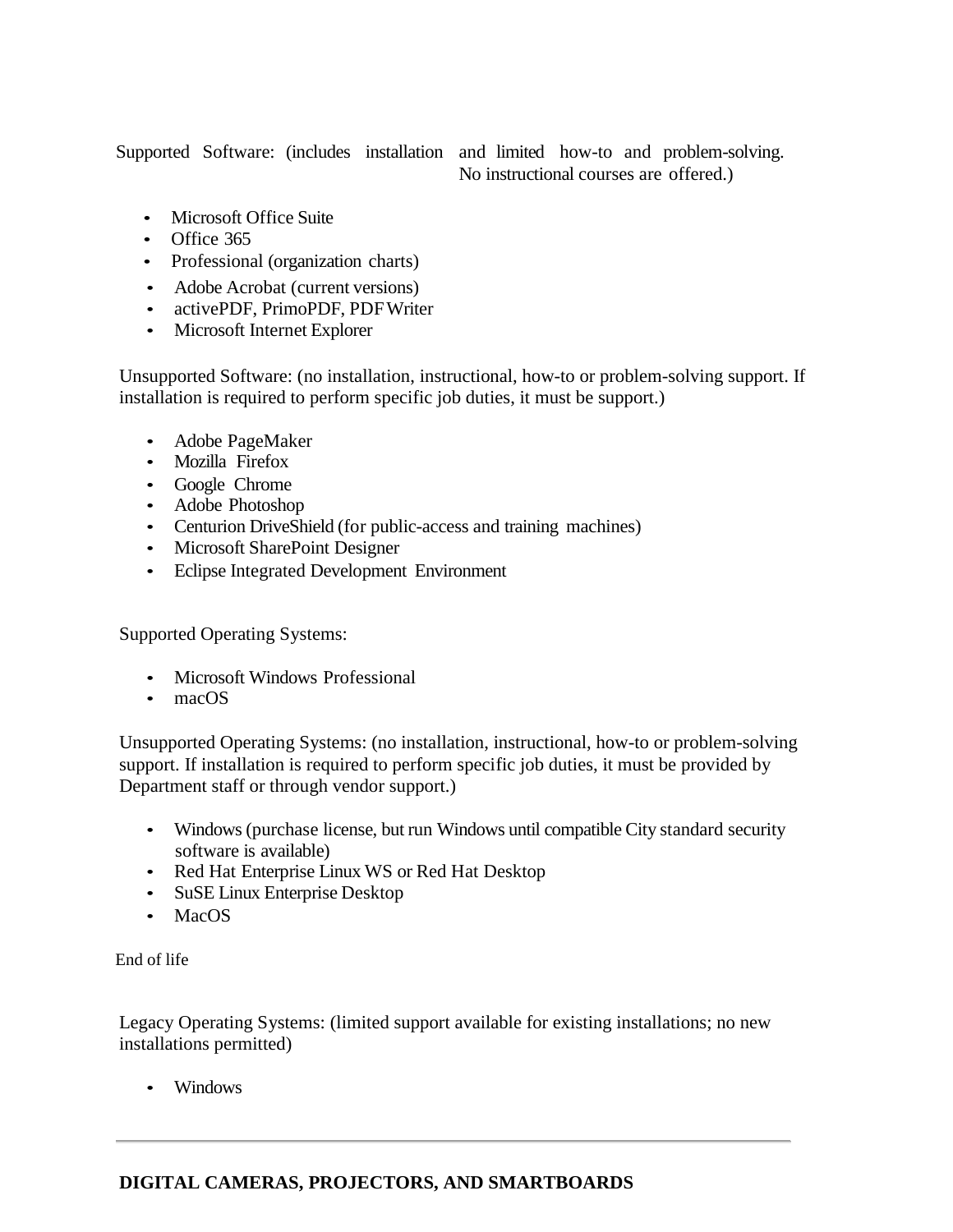Supported Software: (includes installation and limited how-to and problem-solving. No instructional courses are offered.)

- Microsoft Office Suite
- Office 365
- Professional (organization charts)
- Adobe Acrobat (current versions)
- activePDF, PrimoPDF, PDF Writer
- Microsoft Internet Explorer

Unsupported Software: (no installation, instructional, how-to or problem-solving support. If installation is required to perform specific job duties, it must be support.)

- Adobe PageMaker
- Mozilla Firefox
- Google Chrome
- Adobe Photoshop
- Centurion DriveShield (for public-access and training machines)
- Microsoft SharePoint Designer
- Eclipse Integrated Development Environment

Supported Operating Systems:

- Microsoft Windows Professional
- macOS

Unsupported Operating Systems: (no installation, instructional, how-to or problem-solving support. If installation is required to perform specific job duties, it must be provided by Department staff or through vendor support.)

- Windows (purchase license, but run Windows until compatible City standard security software is available)
- Red Hat Enterprise Linux WS or Red Hat Desktop
- SuSE Linux Enterprise Desktop
- MacOS

End of life

Legacy Operating Systems: (limited support available for existing installations; no new installations permitted)

- Windows

---

**DIGITAL CAMERAS, PROJECTORS, AND SMARTBOARDS**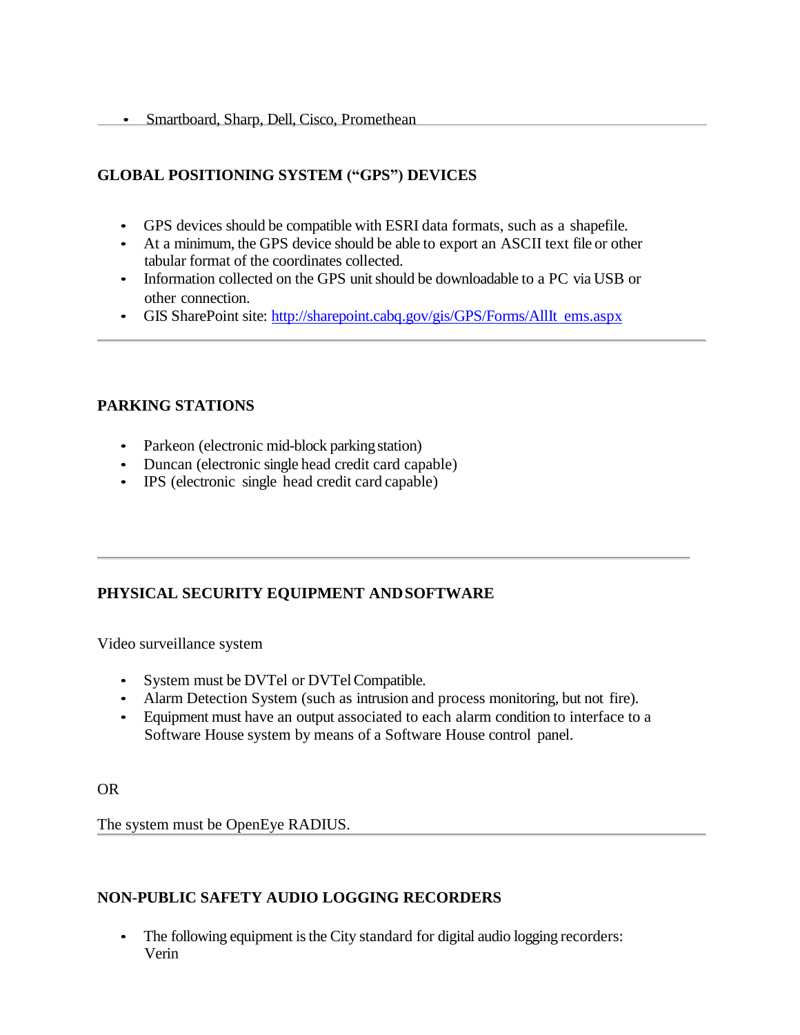- Smartboard, Sharp, Dell, Cisco, Promethean

---

## GLOBAL POSITIONING SYSTEM ("GPS") DEVICES

- GPS devices should be compatible with ESRI data formats, such as a shapefile.
- At a minimum, the GPS device should be able to export an ASCII text file or other tabular format of the coordinates collected.
- Information collected on the GPS unit should be downloadable to a PC via USB or other connection.
- GIS SharePoint site: http://sharepoint.cabq.gov/gis/GPS/Forms/AllIt ems.aspx

---

## PARKING STATIONS

- Parkeon (electronic mid-block parking station)
- Duncan (electronic single head credit card capable)
- IPS (electronic single head credit card capable)

---

## PHYSICAL SECURITY EQUIPMENT AND SOFTWARE

Video surveillance system

- System must be DVTel or DVTel Compatible.
- Alarm Detection System (such as intrusion and process monitoring, but not fire).
- Equipment must have an output associated to each alarm condition to interface to a Software House system by means of a Software House control panel.

OR

The system must be OpenEye RADIUS.

---

## NON-PUBLIC SAFETY AUDIO LOGGING RECORDERS

- The following equipment is the City standard for digital audio logging recorders: Verin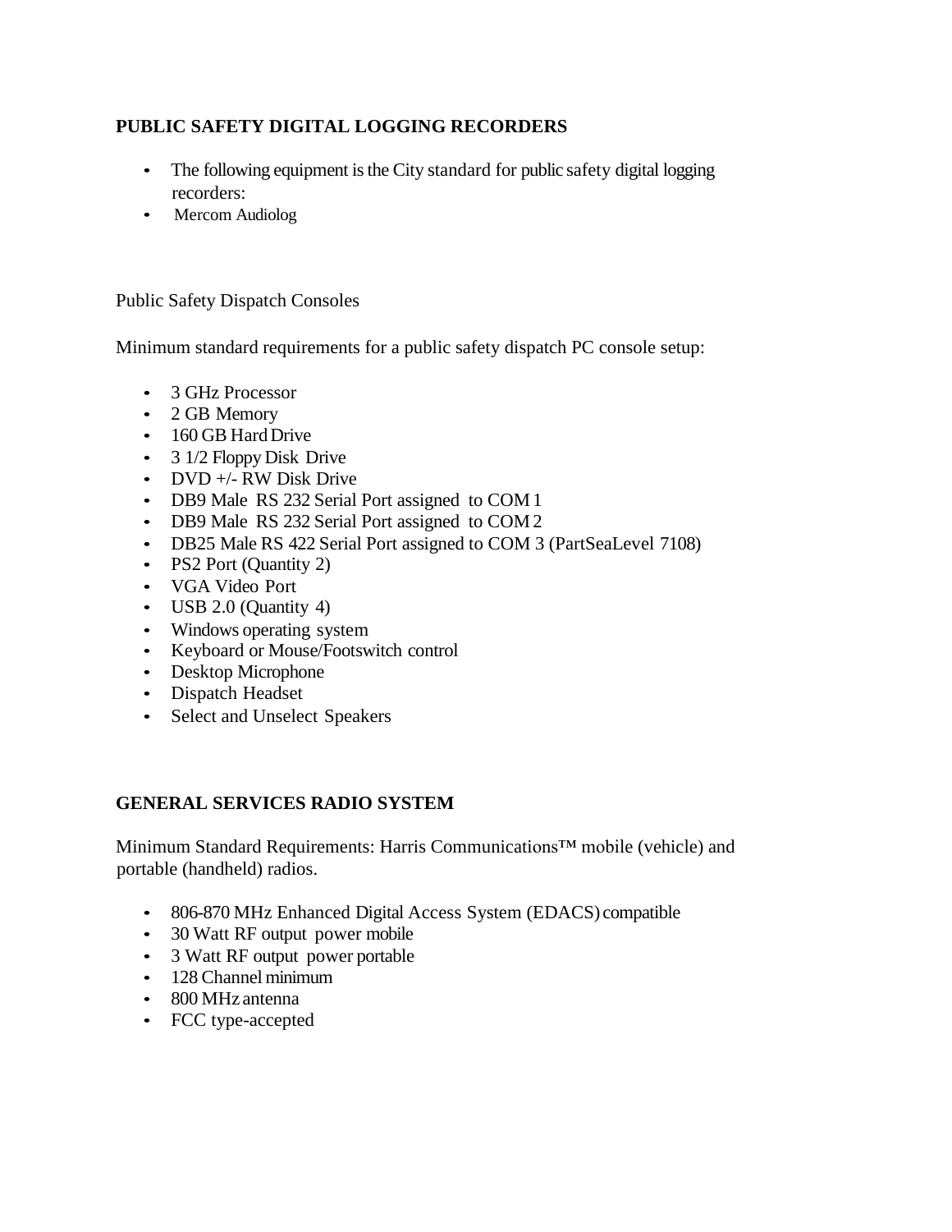## PUBLIC SAFETY DIGITAL LOGGING RECORDERS

- The following equipment is the City standard for public safety digital logging recorders:
- Mercom Audiolog

Public Safety Dispatch Consoles

Minimum standard requirements for a public safety dispatch PC console setup:

- 3 GHz Processor
- 2 GB Memory
- 160 GB Hard Drive
- 3 1/2 Floppy Disk Drive
- DVD +/- RW Disk Drive
- DB9 Male RS 232 Serial Port assigned to COM 1
- DB9 Male RS 232 Serial Port assigned to COM 2
- DB25 Male RS 422 Serial Port assigned to COM 3 (PartSeaLevel 7108)
- PS2 Port (Quantity 2)
- VGA Video Port
- USB 2.0 (Quantity 4)
- Windows operating system
- Keyboard or Mouse/Footswitch control
- Desktop Microphone
- Dispatch Headset
- Select and Unselect Speakers

## GENERAL SERVICES RADIO SYSTEM

Minimum Standard Requirements: Harris Communications™ mobile (vehicle) and portable (handheld) radios.

- 806-870 MHz Enhanced Digital Access System (EDACS) compatible
- 30 Watt RF output power mobile
- 3 Watt RF output power portable
- 128 Channel minimum
- 800 MHz antenna
- FCC type-accepted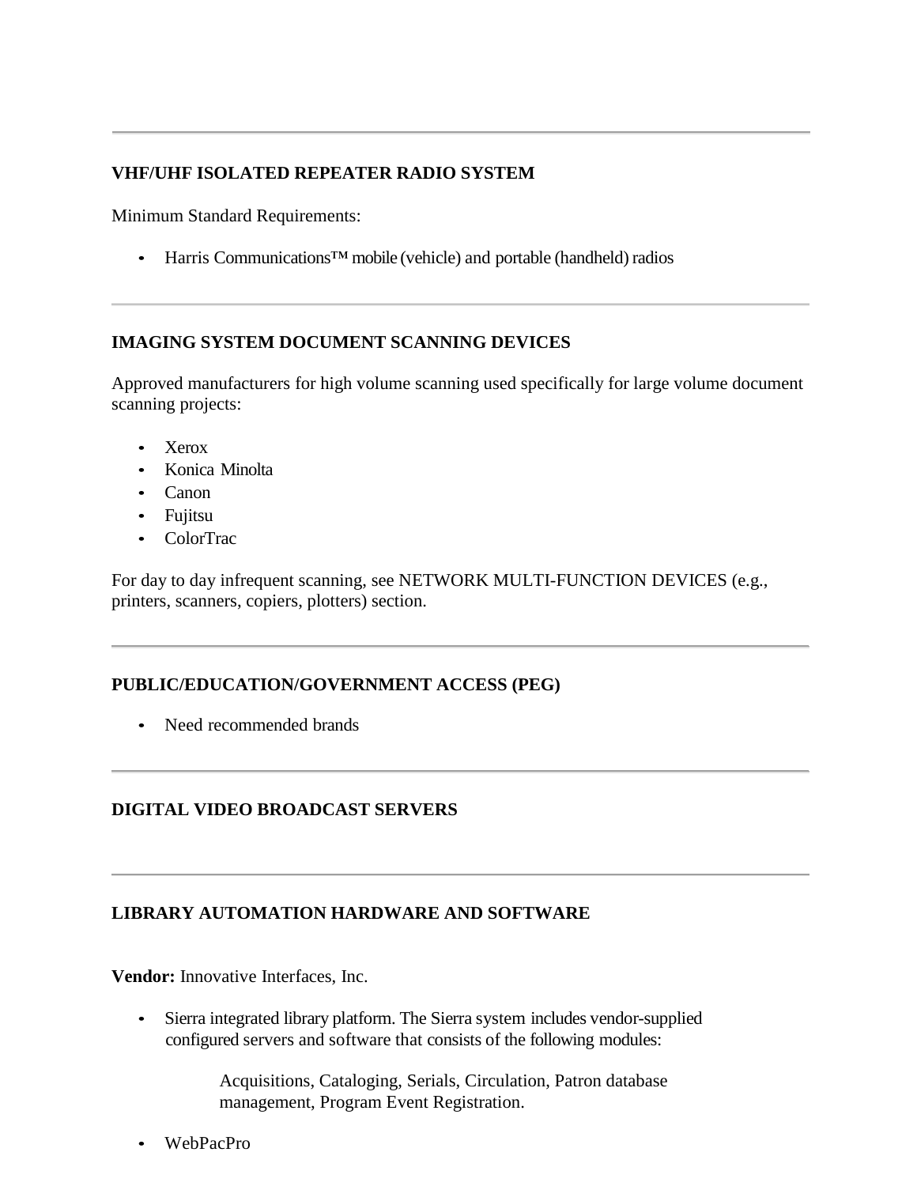---

**VHF/UHF ISOLATED REPEATER RADIO SYSTEM**

Minimum Standard Requirements:

- Harris Communications™ mobile (vehicle) and portable (handheld) radios

---

**IMAGING SYSTEM DOCUMENT SCANNING DEVICES**

Approved manufacturers for high volume scanning used specifically for large volume document scanning projects:

- Xerox
- Konica Minolta
- Canon
- Fujitsu
- ColorTrac

For day to day infrequent scanning, see NETWORK MULTI-FUNCTION DEVICES (e.g., printers, scanners, copiers, plotters) section.

---

**PUBLIC/EDUCATION/GOVERNMENT ACCESS (PEG)**

- Need recommended brands

---

**DIGITAL VIDEO BROADCAST SERVERS**

---

**LIBRARY AUTOMATION HARDWARE AND SOFTWARE**

**Vendor:** Innovative Interfaces, Inc.

- Sierra integrated library platform. The Sierra system includes vendor-supplied configured servers and software that consists of the following modules:

  Acquisitions, Cataloging, Serials, Circulation, Patron database management, Program Event Registration.

- WebPacPro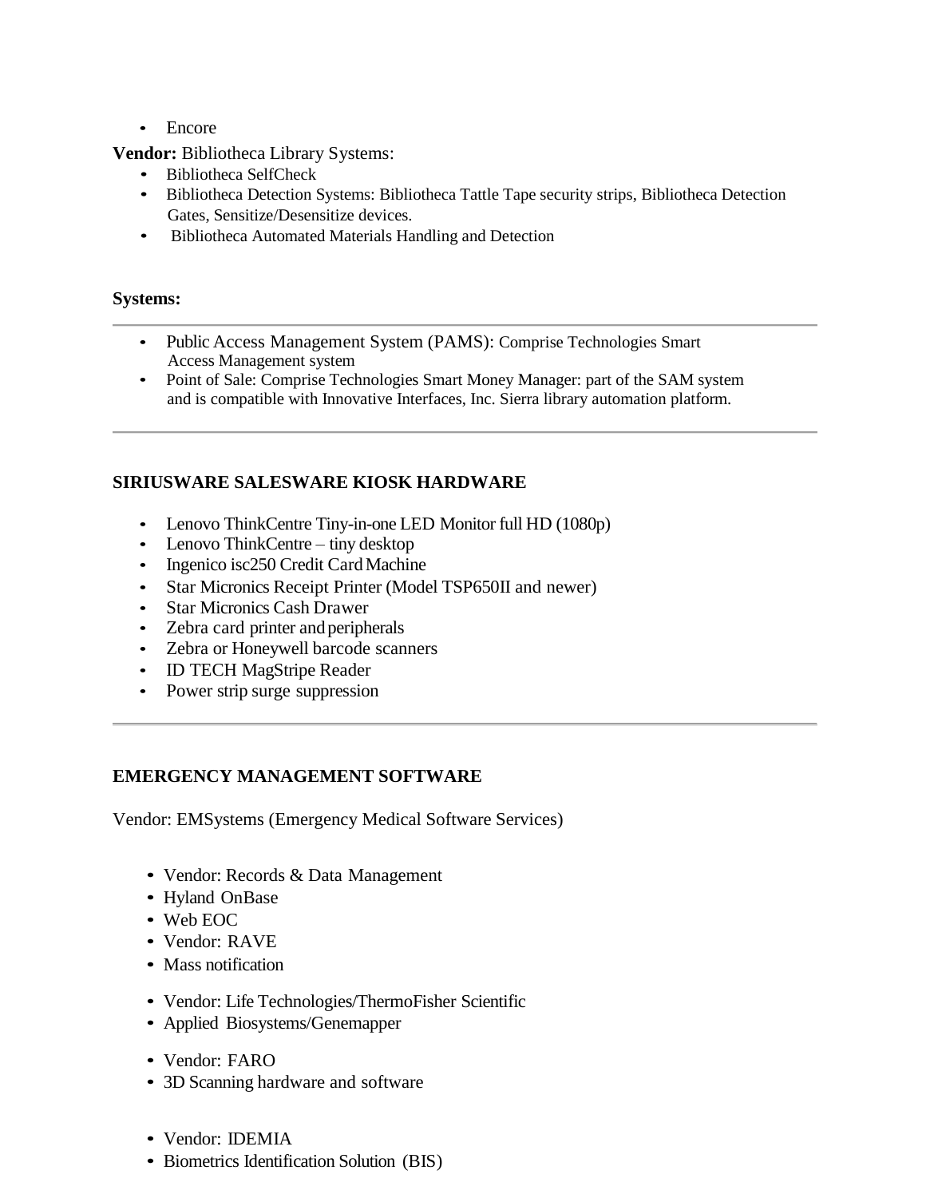- Encore

**Vendor:** Bibliotheca Library Systems:

- Bibliotheca SelfCheck
- Bibliotheca Detection Systems: Bibliotheca Tattle Tape security strips, Bibliotheca Detection Gates, Sensitize/Desensitize devices.
- Bibliotheca Automated Materials Handling and Detection

**Systems:**

---

- Public Access Management System (PAMS): Comprise Technologies Smart Access Management system
- Point of Sale: Comprise Technologies Smart Money Manager: part of the SAM system and is compatible with Innovative Interfaces, Inc. Sierra library automation platform.

---

**SIRIUSWARE SALESWARE KIOSK HARDWARE**

- Lenovo ThinkCentre Tiny-in-one LED Monitor full HD (1080p)
- Lenovo ThinkCentre – tiny desktop
- Ingenico isc250 Credit Card Machine
- Star Micronics Receipt Printer (Model TSP650II and newer)
- Star Micronics Cash Drawer
- Zebra card printer and peripherals
- Zebra or Honeywell barcode scanners
- ID TECH MagStripe Reader
- Power strip surge suppression

---

**EMERGENCY MANAGEMENT SOFTWARE**

Vendor: EMSystems (Emergency Medical Software Services)

- Vendor: Records & Data Management
- Hyland OnBase
- Web EOC
- Vendor: RAVE
- Mass notification

- Vendor: Life Technologies/ThermoFisher Scientific
- Applied Biosystems/Genemapper

- Vendor: FARO
- 3D Scanning hardware and software

- Vendor: IDEMIA
- Biometrics Identification Solution (BIS)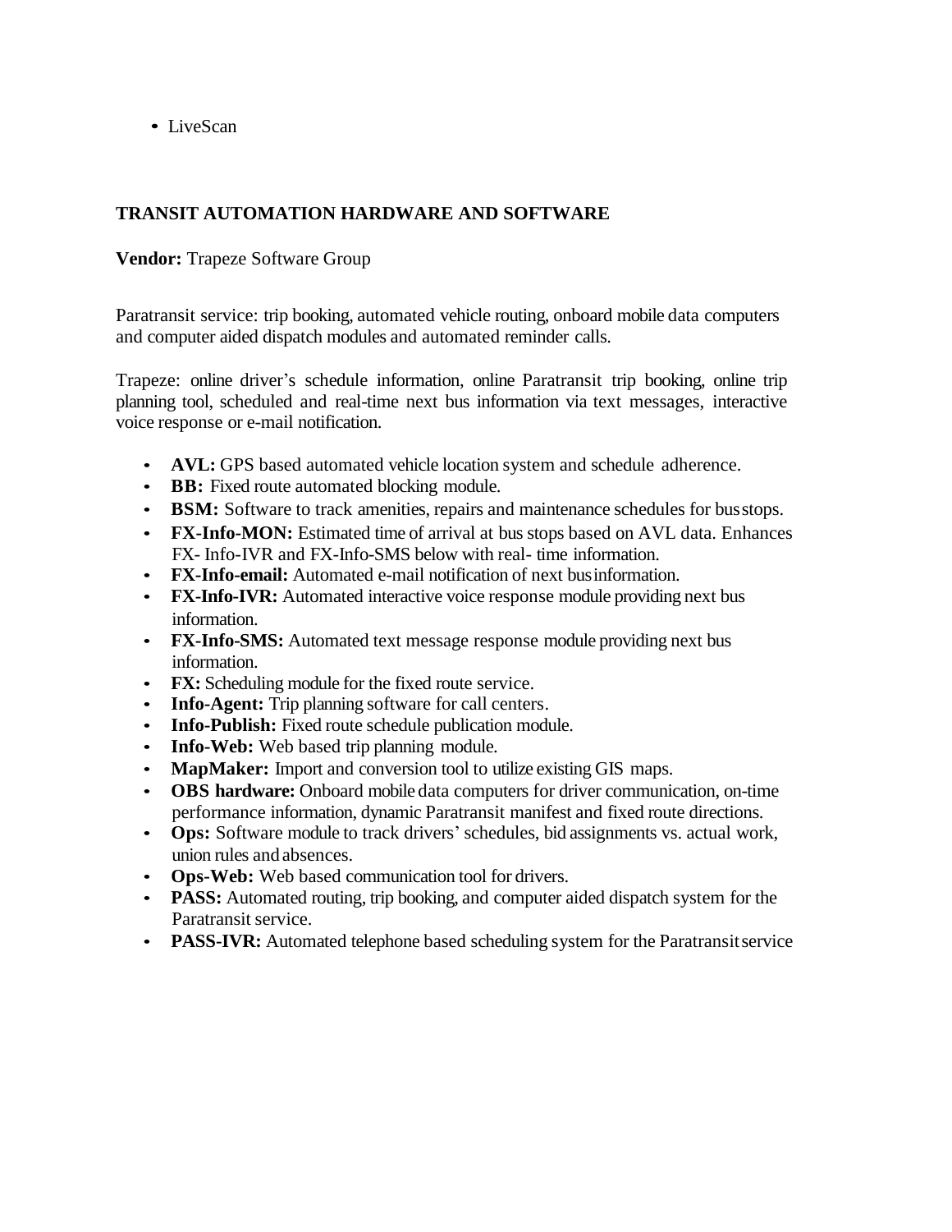- LiveScan

**TRANSIT AUTOMATION HARDWARE AND SOFTWARE**

**Vendor:** Trapeze Software Group

Paratransit service: trip booking, automated vehicle routing, onboard mobile data computers and computer aided dispatch modules and automated reminder calls.

Trapeze: online driver's schedule information, online Paratransit trip booking, online trip planning tool, scheduled and real-time next bus information via text messages, interactive voice response or e-mail notification.

- **AVL:** GPS based automated vehicle location system and schedule adherence.
- **BB:** Fixed route automated blocking module.
- **BSM:** Software to track amenities, repairs and maintenance schedules for bus stops.
- **FX-Info-MON:** Estimated time of arrival at bus stops based on AVL data. Enhances FX- Info-IVR and FX-Info-SMS below with real- time information.
- **FX-Info-email:** Automated e-mail notification of next bus information.
- **FX-Info-IVR:** Automated interactive voice response module providing next bus information.
- **FX-Info-SMS:** Automated text message response module providing next bus information.
- **FX:** Scheduling module for the fixed route service.
- **Info-Agent:** Trip planning software for call centers.
- **Info-Publish:** Fixed route schedule publication module.
- **Info-Web:** Web based trip planning module.
- **MapMaker:** Import and conversion tool to utilize existing GIS maps.
- **OBS hardware:** Onboard mobile data computers for driver communication, on-time performance information, dynamic Paratransit manifest and fixed route directions.
- **Ops:** Software module to track drivers' schedules, bid assignments vs. actual work, union rules and absences.
- **Ops-Web:** Web based communication tool for drivers.
- **PASS:** Automated routing, trip booking, and computer aided dispatch system for the Paratransit service.
- **PASS-IVR:** Automated telephone based scheduling system for the Paratransit service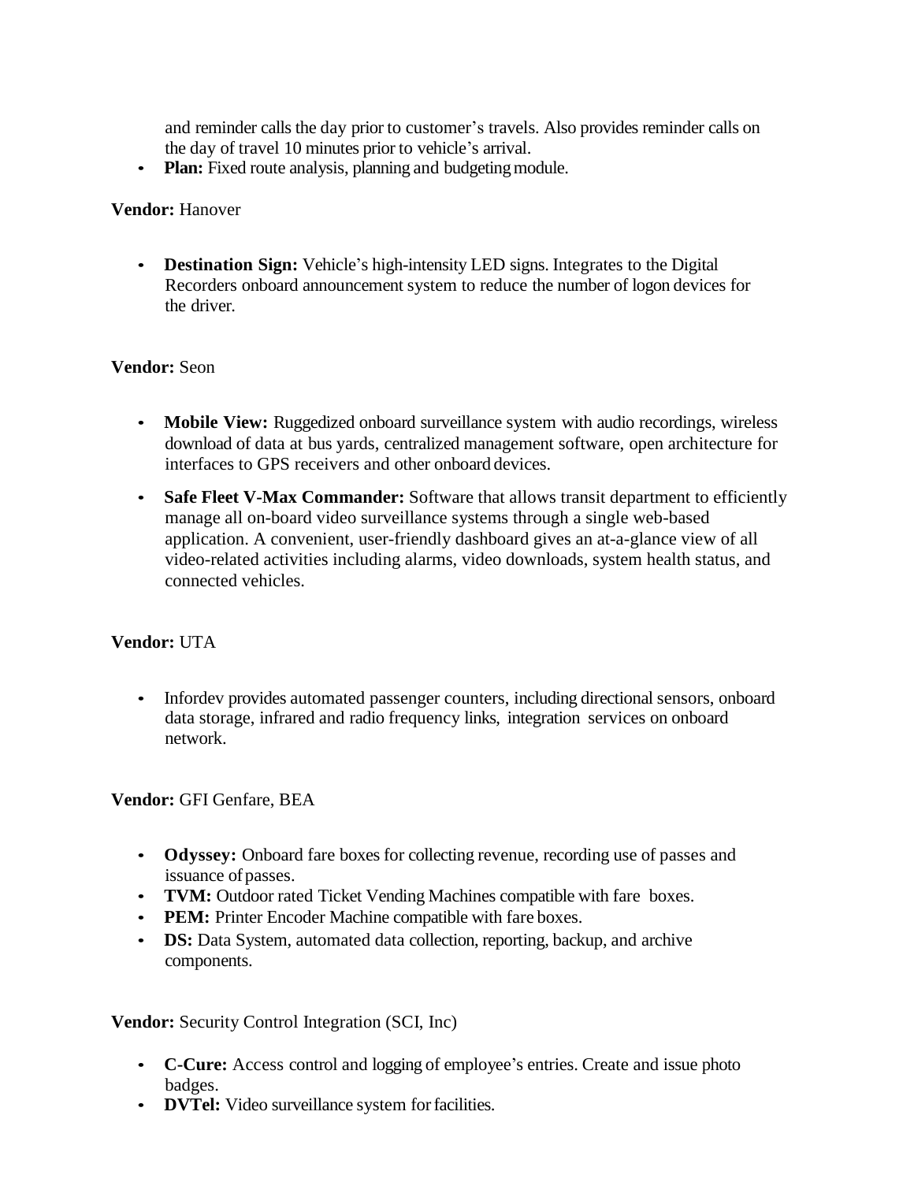and reminder calls the day prior to customer's travels. Also provides reminder calls on the day of travel 10 minutes prior to vehicle's arrival.

- **Plan:** Fixed route analysis, planning and budgeting module.

**Vendor:** Hanover

- **Destination Sign:** Vehicle's high-intensity LED signs. Integrates to the Digital Recorders onboard announcement system to reduce the number of logon devices for the driver.

**Vendor:** Seon

- **Mobile View:** Ruggedized onboard surveillance system with audio recordings, wireless download of data at bus yards, centralized management software, open architecture for interfaces to GPS receivers and other onboard devices.
- **Safe Fleet V-Max Commander:** Software that allows transit department to efficiently manage all on-board video surveillance systems through a single web-based application. A convenient, user-friendly dashboard gives an at-a-glance view of all video-related activities including alarms, video downloads, system health status, and connected vehicles.

**Vendor:** UTA

- Infordev provides automated passenger counters, including directional sensors, onboard data storage, infrared and radio frequency links, integration services on onboard network.

**Vendor:** GFI Genfare, BEA

- **Odyssey:** Onboard fare boxes for collecting revenue, recording use of passes and issuance of passes.
- **TVM:** Outdoor rated Ticket Vending Machines compatible with fare boxes.
- **PEM:** Printer Encoder Machine compatible with fare boxes.
- **DS:** Data System, automated data collection, reporting, backup, and archive components.

**Vendor:** Security Control Integration (SCI, Inc)

- **C-Cure:** Access control and logging of employee's entries. Create and issue photo badges.
- **DVTel:** Video surveillance system for facilities.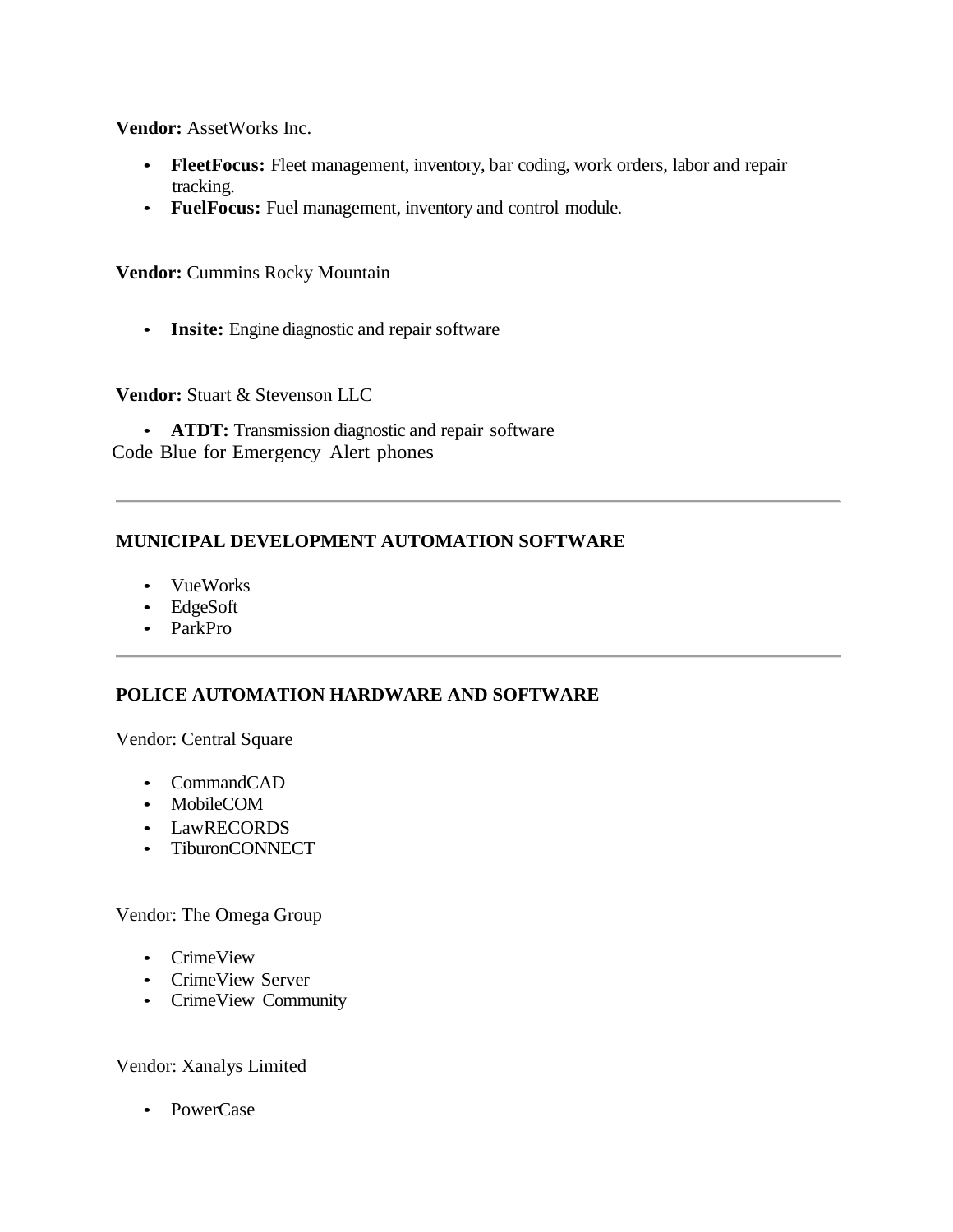**Vendor:** AssetWorks Inc.

- **FleetFocus:** Fleet management, inventory, bar coding, work orders, labor and repair tracking.
- **FuelFocus:** Fuel management, inventory and control module.

**Vendor:** Cummins Rocky Mountain

- **Insite:** Engine diagnostic and repair software

**Vendor:** Stuart & Stevenson LLC

- **ATDT:** Transmission diagnostic and repair software

Code Blue for Emergency Alert phones

---

## MUNICIPAL DEVELOPMENT AUTOMATION SOFTWARE

- VueWorks
- EdgeSoft
- ParkPro

---

## POLICE AUTOMATION HARDWARE AND SOFTWARE

Vendor: Central Square

- CommandCAD
- MobileCOM
- LawRECORDS
- TiburonCONNECT

Vendor: The Omega Group

- CrimeView
- CrimeView Server
- CrimeView Community

Vendor: Xanalys Limited

- PowerCase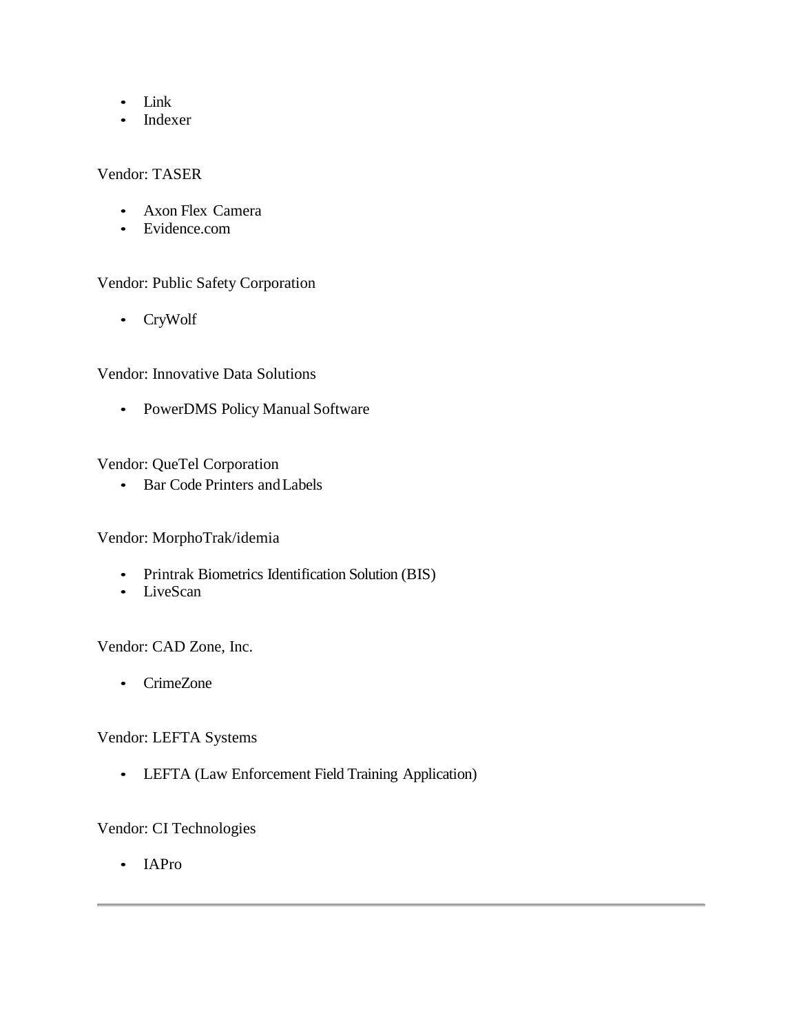- Link
- Indexer

Vendor: TASER

- Axon Flex Camera
- Evidence.com

Vendor: Public Safety Corporation

- CryWolf

Vendor: Innovative Data Solutions

- PowerDMS Policy Manual Software

Vendor: QueTel Corporation

- Bar Code Printers and Labels

Vendor: MorphoTrak/idemia

- Printrak Biometrics Identification Solution (BIS)
- LiveScan

Vendor: CAD Zone, Inc.

- CrimeZone

Vendor: LEFTA Systems

- LEFTA (Law Enforcement Field Training Application)

Vendor: CI Technologies

- IAPro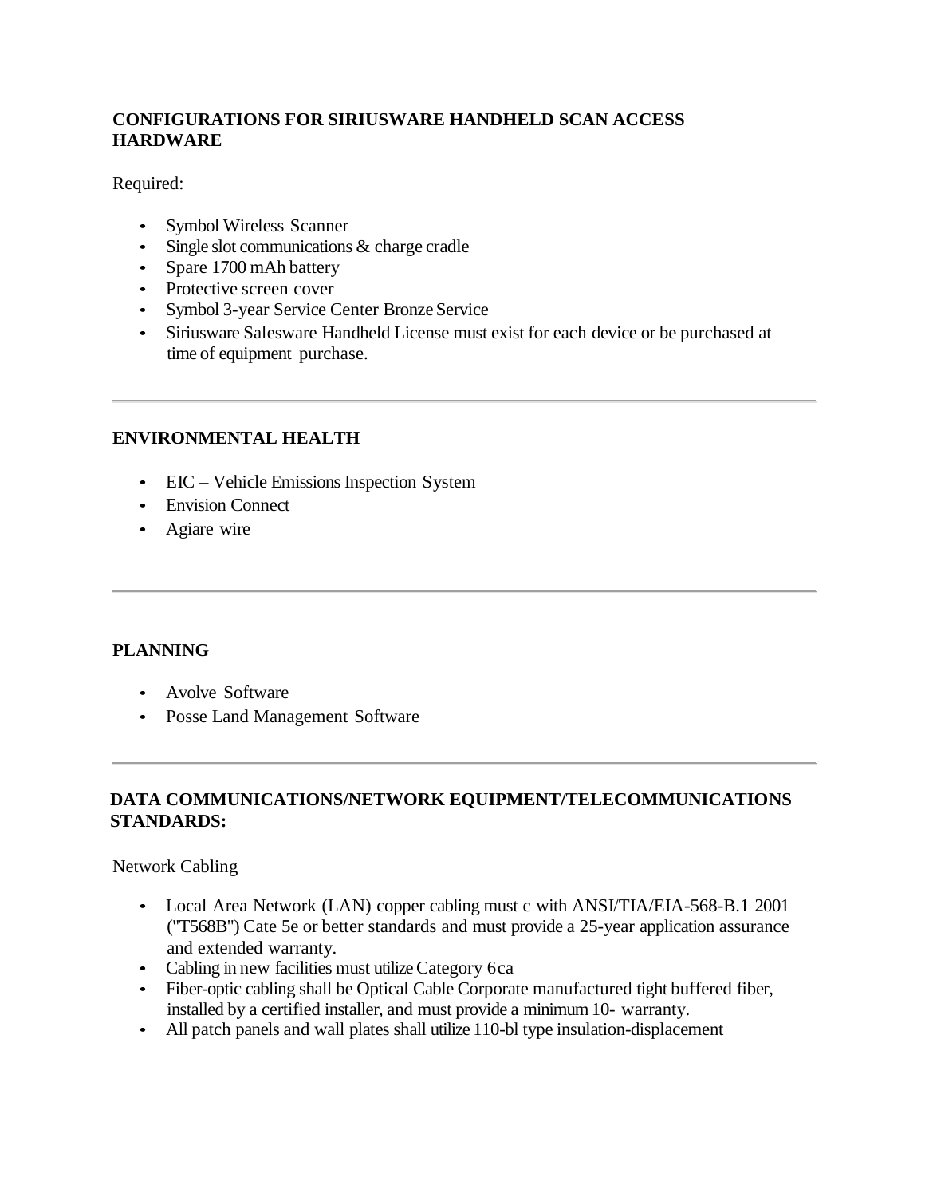## CONFIGURATIONS FOR SIRIUSWARE HANDHELD SCAN ACCESS HARDWARE

Required:

- Symbol Wireless Scanner
- Single slot communications & charge cradle
- Spare 1700 mAh battery
- Protective screen cover
- Symbol 3-year Service Center Bronze Service
- Siriusware Salesware Handheld License must exist for each device or be purchased at time of equipment purchase.

---

## ENVIRONMENTAL HEALTH

- EIC – Vehicle Emissions Inspection System
- Envision Connect
- Agiare wire

---

## PLANNING

- Avolve Software
- Posse Land Management Software

---

## DATA COMMUNICATIONS/NETWORK EQUIPMENT/TELECOMMUNICATIONS STANDARDS:

Network Cabling

- Local Area Network (LAN) copper cabling must c with ANSI/TIA/EIA-568-B.1 2001 ("T568B") Cate 5e or better standards and must provide a 25-year application assurance and extended warranty.
- Cabling in new facilities must utilize Category 6ca
- Fiber-optic cabling shall be Optical Cable Corporate manufactured tight buffered fiber, installed by a certified installer, and must provide a minimum 10- warranty.
- All patch panels and wall plates shall utilize 110-bl type insulation-displacement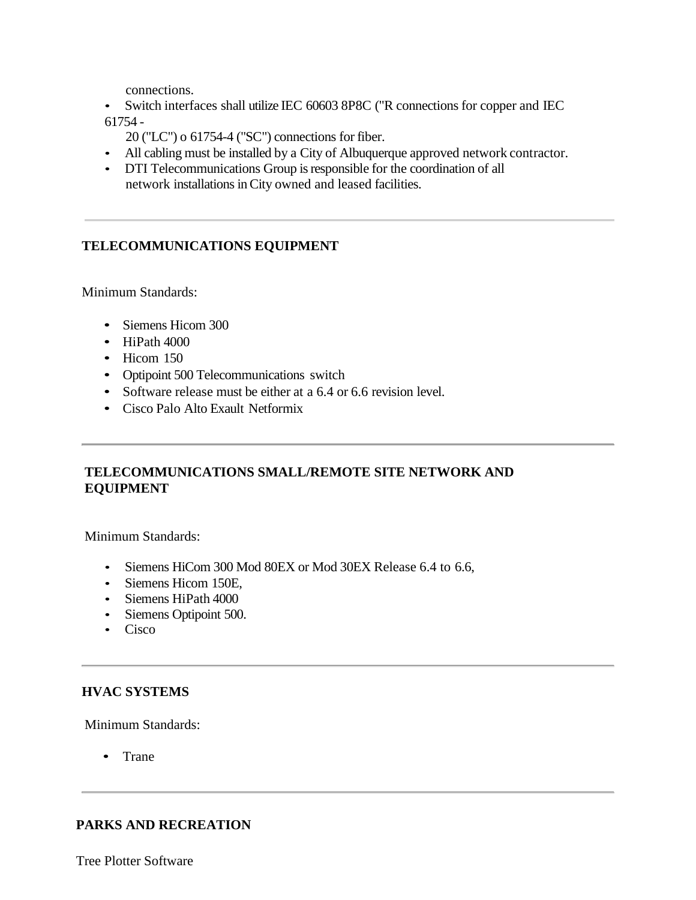connections.

- Switch interfaces shall utilize IEC 60603 8P8C ("R connections for copper and IEC 61754 - 20 ("LC") o 61754-4 ("SC") connections for fiber.
- All cabling must be installed by a City of Albuquerque approved network contractor.
- DTI Telecommunications Group is responsible for the coordination of all network installations in City owned and leased facilities.

---

**TELECOMMUNICATIONS EQUIPMENT**

Minimum Standards:

- Siemens Hicom 300
- HiPath 4000
- Hicom 150
- Optipoint 500 Telecommunications switch
- Software release must be either at a 6.4 or 6.6 revision level.
- Cisco Palo Alto Exault Netformix

---

**TELECOMMUNICATIONS SMALL/REMOTE SITE NETWORK AND EQUIPMENT**

Minimum Standards:

- Siemens HiCom 300 Mod 80EX or Mod 30EX Release 6.4 to 6.6,
- Siemens Hicom 150E,
- Siemens HiPath 4000
- Siemens Optipoint 500.
- Cisco

---

**HVAC SYSTEMS**

Minimum Standards:

- Trane

---

**PARKS AND RECREATION**

Tree Plotter Software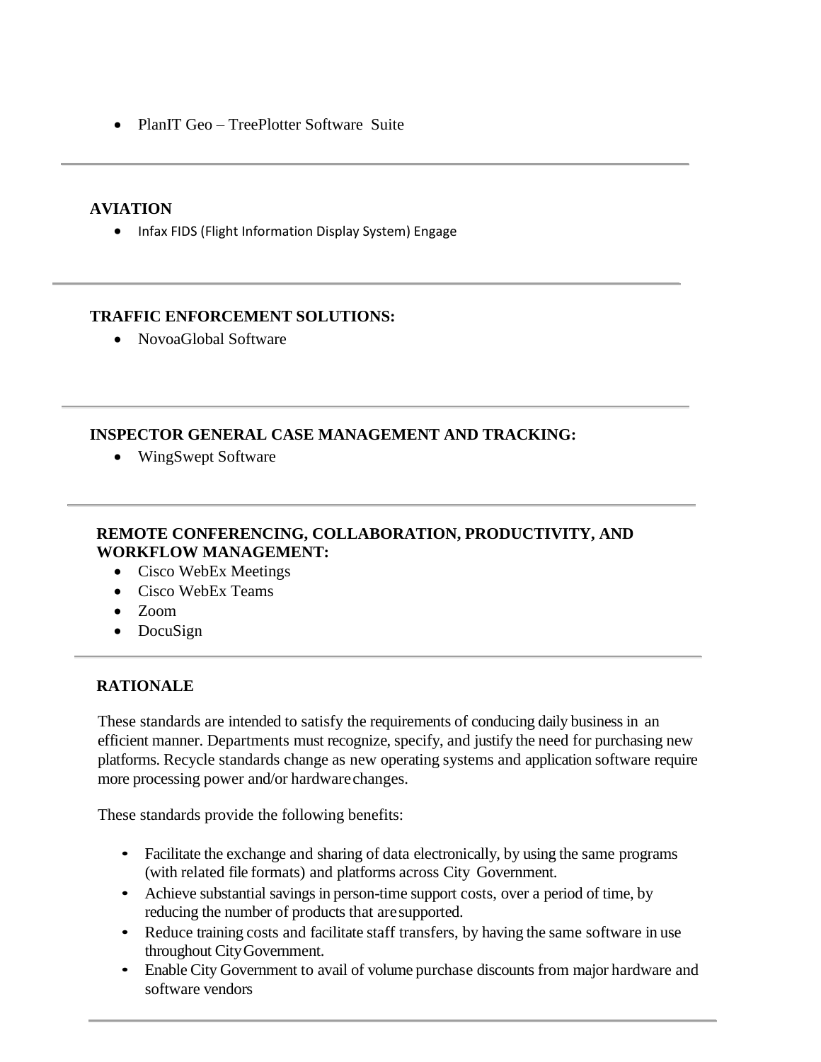- PlanIT Geo – TreePlotter Software Suite

---

**AVIATION**

- Infax FIDS (Flight Information Display System) Engage

---

**TRAFFIC ENFORCEMENT SOLUTIONS:**

- NovoaGlobal Software

---

**INSPECTOR GENERAL CASE MANAGEMENT AND TRACKING:**

- WingSwept Software

---

**REMOTE CONFERENCING, COLLABORATION, PRODUCTIVITY, AND WORKFLOW MANAGEMENT:**

- Cisco WebEx Meetings
- Cisco WebEx Teams
- Zoom
- DocuSign

---

**RATIONALE**

These standards are intended to satisfy the requirements of conducing daily business in an efficient manner. Departments must recognize, specify, and justify the need for purchasing new platforms. Recycle standards change as new operating systems and application software require more processing power and/or hardware changes.

These standards provide the following benefits:

- Facilitate the exchange and sharing of data electronically, by using the same programs (with related file formats) and platforms across City Government.
- Achieve substantial savings in person-time support costs, over a period of time, by reducing the number of products that are supported.
- Reduce training costs and facilitate staff transfers, by having the same software in use throughout City Government.
- Enable City Government to avail of volume purchase discounts from major hardware and software vendors

---